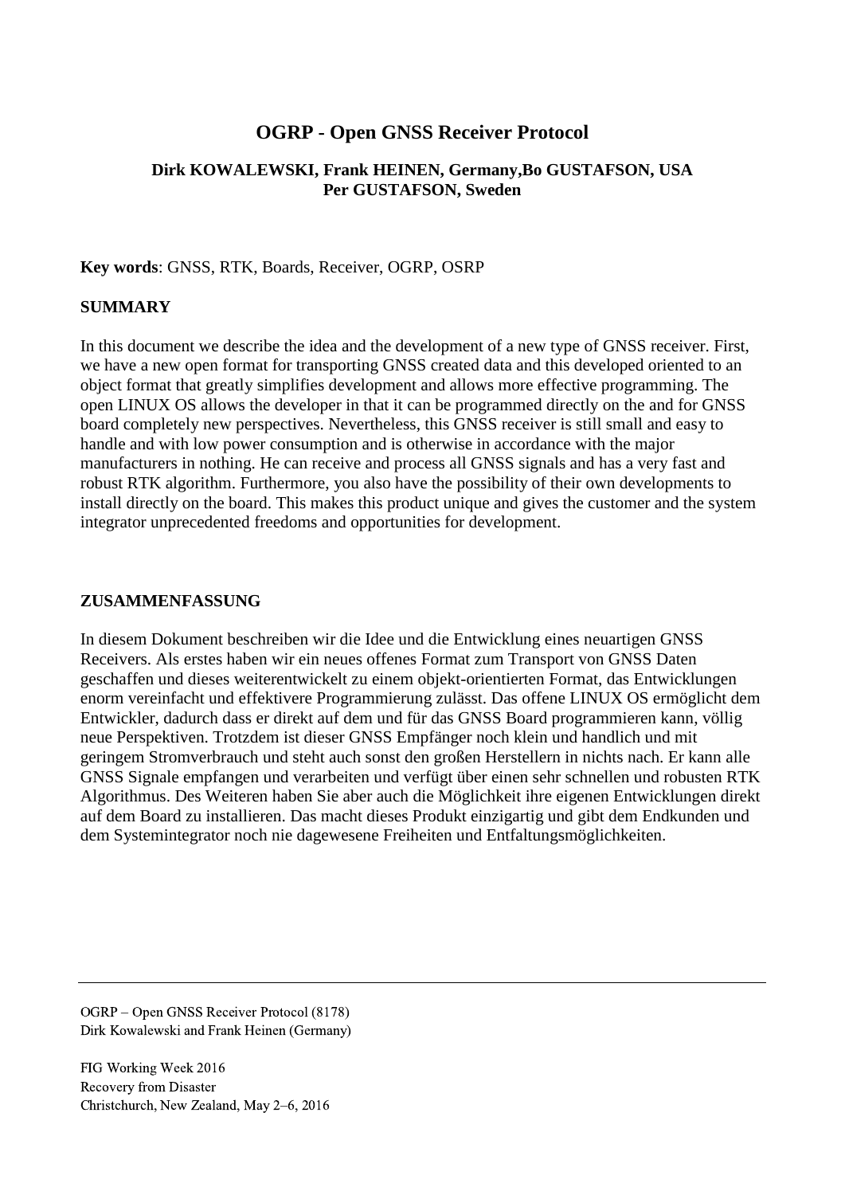# OGRP - Open GNSS Receiver Protocol

**Dirk KOWALEWSKI, Frank HEINEN, Germany,Bo GUSTAFSON, USA**
**Per GUSTAFSON, Sweden**

**Key words**: GNSS, RTK, Boards, Receiver, OGRP, OSRP

## SUMMARY

In this document we describe the idea and the development of a new type of GNSS receiver. First, we have a new open format for transporting GNSS created data and this developed oriented to an object format that greatly simplifies development and allows more effective programming. The open LINUX OS allows the developer in that it can be programmed directly on the and for GNSS board completely new perspectives. Nevertheless, this GNSS receiver is still small and easy to handle and with low power consumption and is otherwise in accordance with the major manufacturers in nothing. He can receive and process all GNSS signals and has a very fast and robust RTK algorithm. Furthermore, you also have the possibility of their own developments to install directly on the board. This makes this product unique and gives the customer and the system integrator unprecedented freedoms and opportunities for development.

## ZUSAMMENFASSUNG

In diesem Dokument beschreiben wir die Idee und die Entwicklung eines neuartigen GNSS Receivers. Als erstes haben wir ein neues offenes Format zum Transport von GNSS Daten geschaffen und dieses weiterentwickelt zu einem objekt-orientierten Format, das Entwicklungen enorm vereinfacht und effektivere Programmierung zulässt. Das offene LINUX OS ermöglicht dem Entwickler, dadurch dass er direkt auf dem und für das GNSS Board programmieren kann, völlig neue Perspektiven. Trotzdem ist dieser GNSS Empfänger noch klein und handlich und mit geringem Stromverbrauch und steht auch sonst den großen Herstellern in nichts nach. Er kann alle GNSS Signale empfangen und verarbeiten und verfügt über einen sehr schnellen und robusten RTK Algorithmus. Des Weiteren haben Sie aber auch die Möglichkeit ihre eigenen Entwicklungen direkt auf dem Board zu installieren. Das macht dieses Produkt einzigartig und gibt dem Endkunden und dem Systemintegrator noch nie dagewesene Freiheiten und Entfaltungsmöglichkeiten.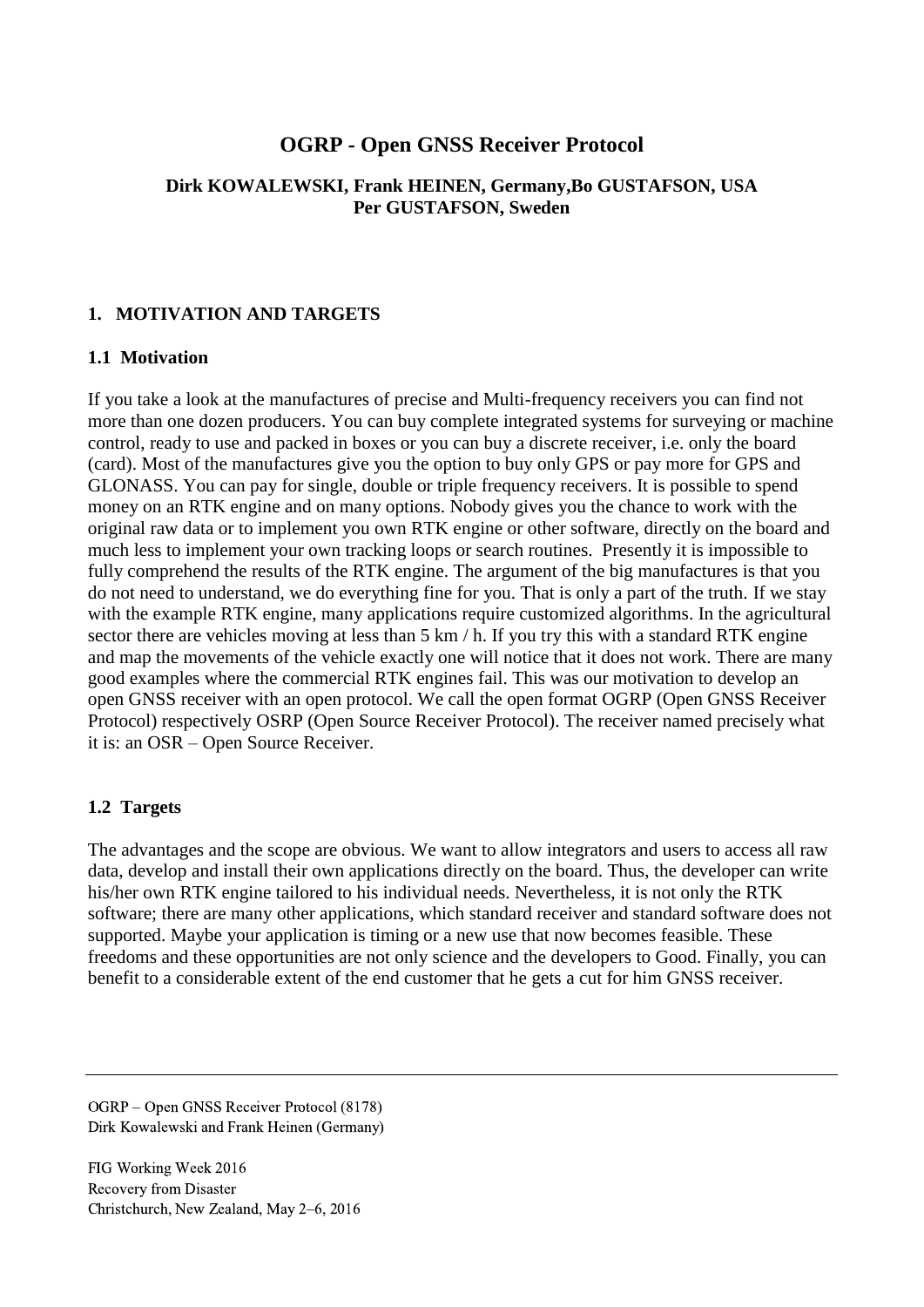# OGRP - Open GNSS Receiver Protocol

**Dirk KOWALEWSKI, Frank HEINEN, Germany,Bo GUSTAFSON, USA
Per GUSTAFSON, Sweden**

## 1. MOTIVATION AND TARGETS

### 1.1 Motivation

If you take a look at the manufactures of precise and Multi-frequency receivers you can find not more than one dozen producers. You can buy complete integrated systems for surveying or machine control, ready to use and packed in boxes or you can buy a discrete receiver, i.e. only the board (card). Most of the manufactures give you the option to buy only GPS or pay more for GPS and GLONASS. You can pay for single, double or triple frequency receivers. It is possible to spend money on an RTK engine and on many options. Nobody gives you the chance to work with the original raw data or to implement you own RTK engine or other software, directly on the board and much less to implement your own tracking loops or search routines. Presently it is impossible to fully comprehend the results of the RTK engine. The argument of the big manufactures is that you do not need to understand, we do everything fine for you. That is only a part of the truth. If we stay with the example RTK engine, many applications require customized algorithms. In the agricultural sector there are vehicles moving at less than 5 km / h. If you try this with a standard RTK engine and map the movements of the vehicle exactly one will notice that it does not work. There are many good examples where the commercial RTK engines fail. This was our motivation to develop an open GNSS receiver with an open protocol. We call the open format OGRP (Open GNSS Receiver Protocol) respectively OSRP (Open Source Receiver Protocol). The receiver named precisely what it is: an OSR – Open Source Receiver.

### 1.2 Targets

The advantages and the scope are obvious. We want to allow integrators and users to access all raw data, develop and install their own applications directly on the board. Thus, the developer can write his/her own RTK engine tailored to his individual needs. Nevertheless, it is not only the RTK software; there are many other applications, which standard receiver and standard software does not supported. Maybe your application is timing or a new use that now becomes feasible. These freedoms and these opportunities are not only science and the developers to Good. Finally, you can benefit to a considerable extent of the end customer that he gets a cut for him GNSS receiver.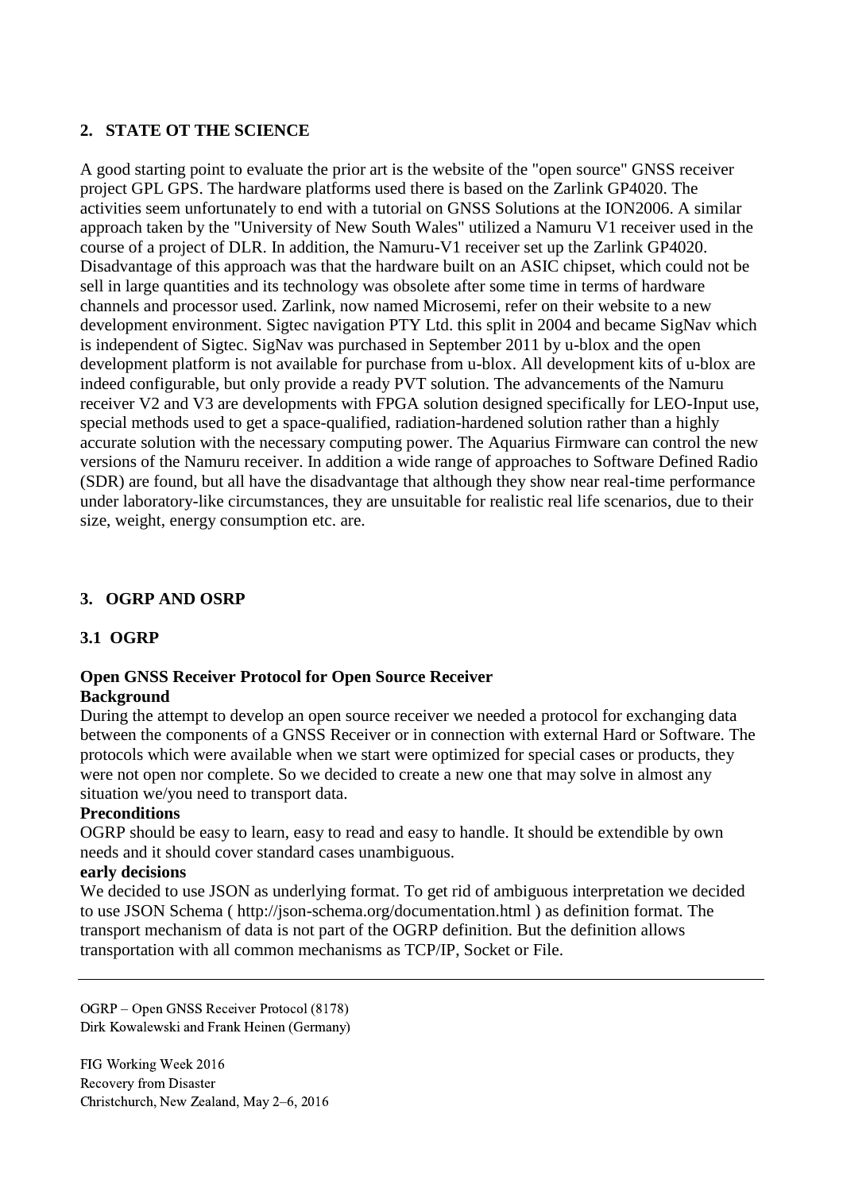## 2. STATE OT THE SCIENCE

A good starting point to evaluate the prior art is the website of the "open source" GNSS receiver project GPL GPS. The hardware platforms used there is based on the Zarlink GP4020. The activities seem unfortunately to end with a tutorial on GNSS Solutions at the ION2006. A similar approach taken by the "University of New South Wales" utilized a Namuru V1 receiver used in the course of a project of DLR. In addition, the Namuru-V1 receiver set up the Zarlink GP4020. Disadvantage of this approach was that the hardware built on an ASIC chipset, which could not be sell in large quantities and its technology was obsolete after some time in terms of hardware channels and processor used. Zarlink, now named Microsemi, refer on their website to a new development environment. Sigtec navigation PTY Ltd. this split in 2004 and became SigNav which is independent of Sigtec. SigNav was purchased in September 2011 by u-blox and the open development platform is not available for purchase from u-blox. All development kits of u-blox are indeed configurable, but only provide a ready PVT solution. The advancements of the Namuru receiver V2 and V3 are developments with FPGA solution designed specifically for LEO-Input use, special methods used to get a space-qualified, radiation-hardened solution rather than a highly accurate solution with the necessary computing power. The Aquarius Firmware can control the new versions of the Namuru receiver. In addition a wide range of approaches to Software Defined Radio (SDR) are found, but all have the disadvantage that although they show near real-time performance under laboratory-like circumstances, they are unsuitable for realistic real life scenarios, due to their size, weight, energy consumption etc. are.

## 3. OGRP AND OSRP

### 3.1 OGRP

**Open GNSS Receiver Protocol for Open Source Receiver**

**Background**

During the attempt to develop an open source receiver we needed a protocol for exchanging data between the components of a GNSS Receiver or in connection with external Hard or Software. The protocols which were available when we start were optimized for special cases or products, they were not open nor complete. So we decided to create a new one that may solve in almost any situation we/you need to transport data.

**Preconditions**

OGRP should be easy to learn, easy to read and easy to handle. It should be extendible by own needs and it should cover standard cases unambiguous.

**early decisions**

We decided to use JSON as underlying format. To get rid of ambiguous interpretation we decided to use JSON Schema ( http://json-schema.org/documentation.html ) as definition format. The transport mechanism of data is not part of the OGRP definition. But the definition allows transportation with all common mechanisms as TCP/IP, Socket or File.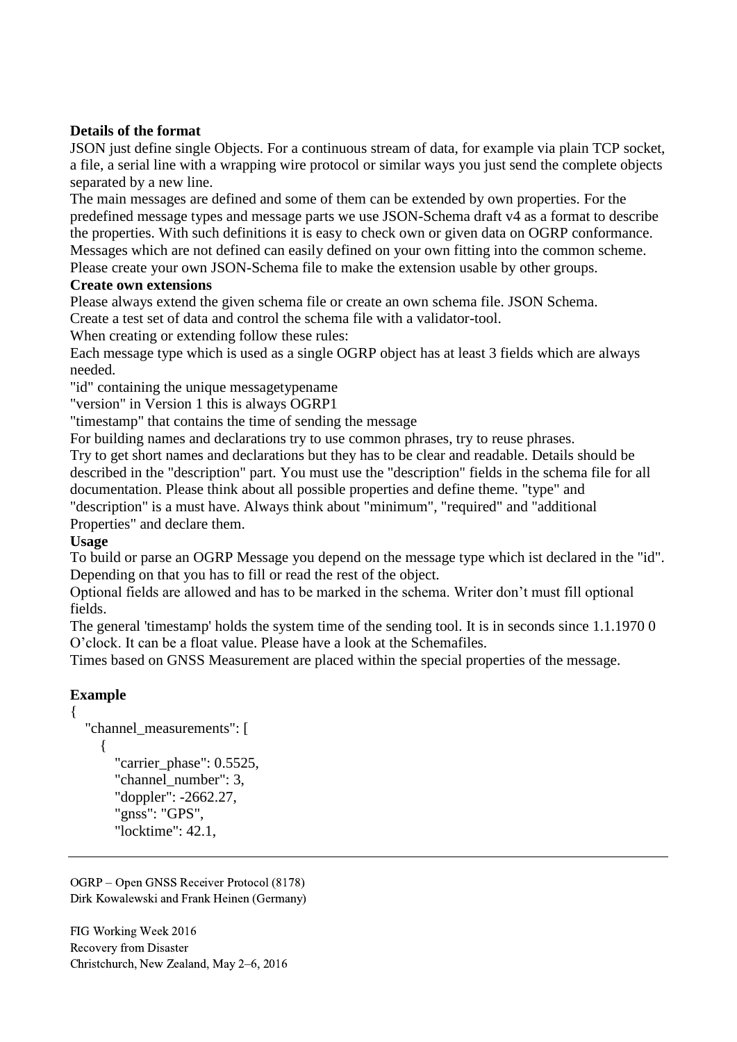**Details of the format**

JSON just define single Objects. For a continuous stream of data, for example via plain TCP socket, a file, a serial line with a wrapping wire protocol or similar ways you just send the complete objects separated by a new line.

The main messages are defined and some of them can be extended by own properties. For the predefined message types and message parts we use JSON-Schema draft v4 as a format to describe the properties. With such definitions it is easy to check own or given data on OGRP conformance. Messages which are not defined can easily defined on your own fitting into the common scheme. Please create your own JSON-Schema file to make the extension usable by other groups.

**Create own extensions**

Please always extend the given schema file or create an own schema file. JSON Schema.

Create a test set of data and control the schema file with a validator-tool.

When creating or extending follow these rules:

Each message type which is used as a single OGRP object has at least 3 fields which are always needed.

"id" containing the unique messagetypename

"version" in Version 1 this is always OGRP1

"timestamp" that contains the time of sending the message

For building names and declarations try to use common phrases, try to reuse phrases.

Try to get short names and declarations but they has to be clear and readable. Details should be described in the "description" part. You must use the "description" fields in the schema file for all documentation. Please think about all possible properties and define theme. "type" and "description" is a must have. Always think about "minimum", "required" and "additional Properties" and declare them.

**Usage**

To build or parse an OGRP Message you depend on the message type which ist declared in the "id". Depending on that you has to fill or read the rest of the object.

Optional fields are allowed and has to be marked in the schema. Writer don't must fill optional fields.

The general 'timestamp' holds the system time of the sending tool. It is in seconds since 1.1.1970 0 O'clock. It can be a float value. Please have a look at the Schemafiles.

Times based on GNSS Measurement are placed within the special properties of the message.

**Example**

```
{
   "channel_measurements": [
      {
         "carrier_phase": 0.5525,
         "channel_number": 3,
         "doppler": -2662.27,
         "gnss": "GPS",
         "locktime": 42.1,
```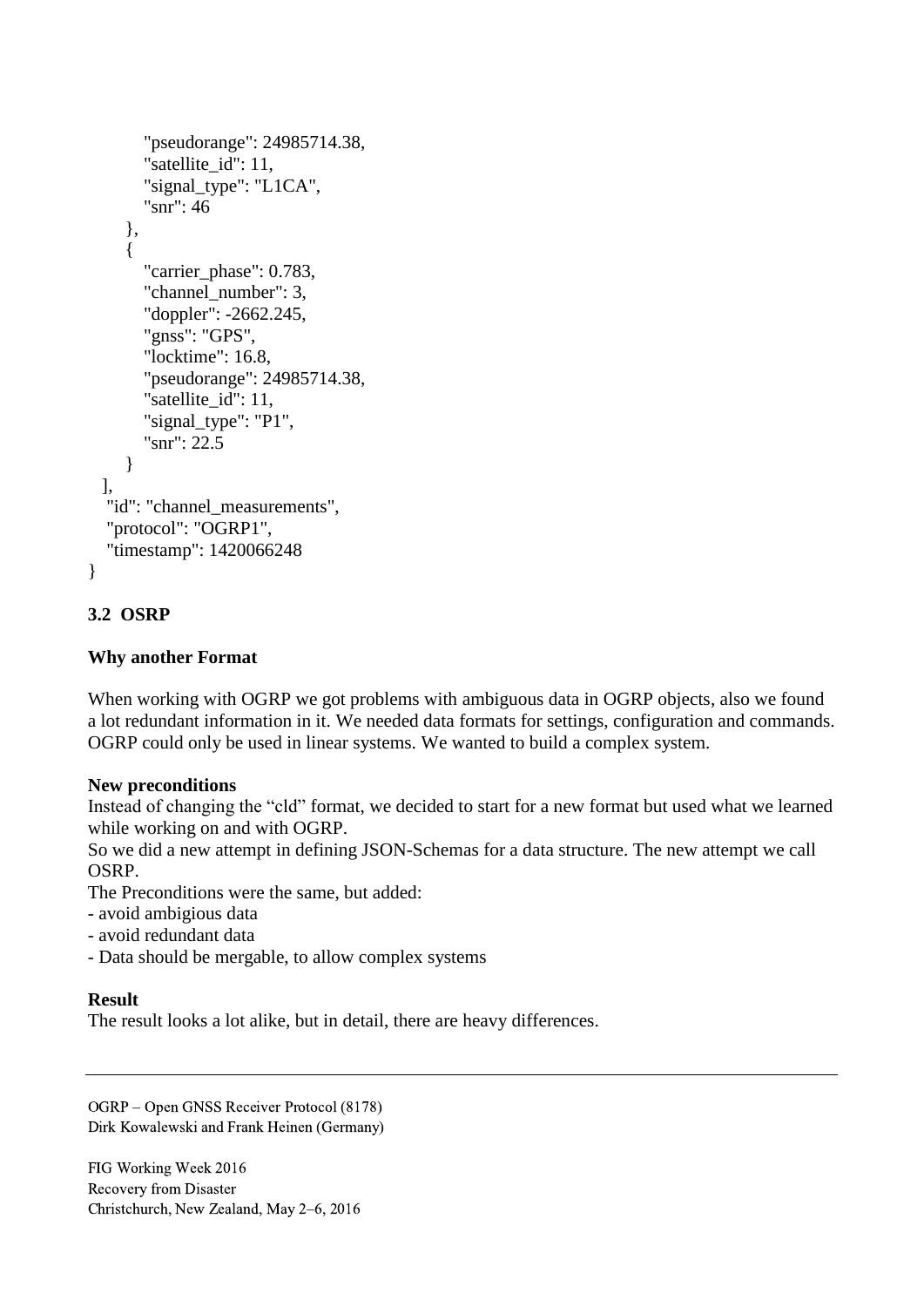```
        "pseudorange": 24985714.38,
        "satellite_id": 11,
        "signal_type": "L1CA",
        "snr": 46
      },
      {
        "carrier_phase": 0.783,
        "channel_number": 3,
        "doppler": -2662.245,
        "gnss": "GPS",
        "locktime": 16.8,
        "pseudorange": 24985714.38,
        "satellite_id": 11,
        "signal_type": "P1",
        "snr": 22.5
      }
  ],
  "id": "channel_measurements",
  "protocol": "OGRP1",
  "timestamp": 1420066248
}
```

### 3.2 OSRP

**Why another Format**

When working with OGRP we got problems with ambiguous data in OGRP objects, also we found a lot redundant information in it. We needed data formats for settings, configuration and commands. OGRP could only be used in linear systems. We wanted to build a complex system.

**New preconditions**

Instead of changing the "old" format, we decided to start for a new format but used what we learned while working on and with OGRP.
So we did a new attempt in defining JSON-Schemas for a data structure. The new attempt we call OSRP.
The Preconditions were the same, but added:
- avoid ambigious data
- avoid redundant data
- Data should be mergable, to allow complex systems

**Result**

The result looks a lot alike, but in detail, there are heavy differences.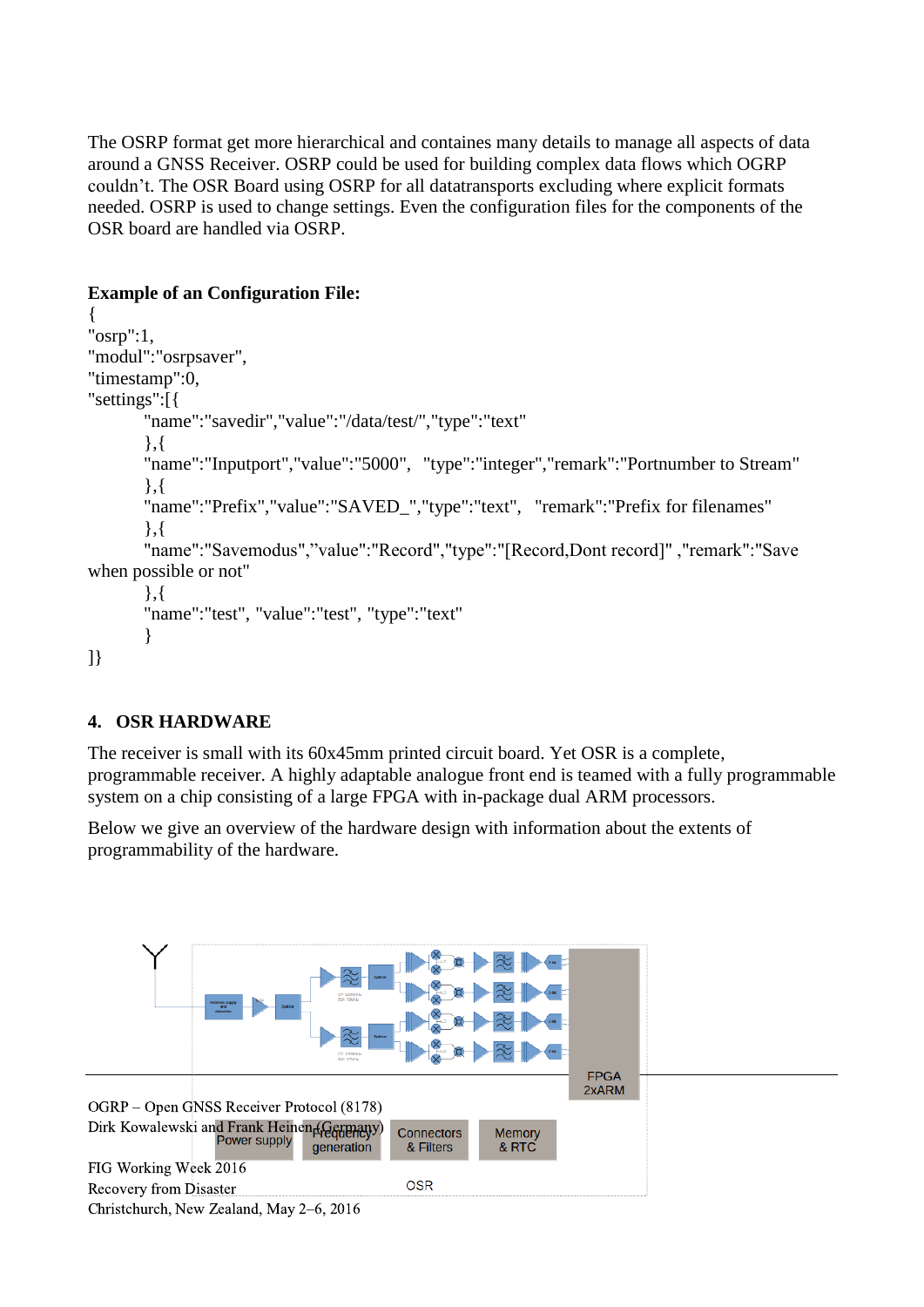The OSRP format get more hierarchical and containes many details to manage all aspects of data around a GNSS Receiver. OSRP could be used for building complex data flows which OGRP couldn't. The OSR Board using OSRP for all datatransports excluding where explicit formats needed. OSRP is used to change settings. Even the configuration files for the components of the OSR board are handled via OSRP.

**Example of an Configuration File:**

```
{
"osrp":1,
"modul":"osrpsaver",
"timestamp":0,
"settings":[{
        "name":"savedir","value":"/data/test/","type":"text"
        },{
        "name":"Inputport","value":"5000",  "type":"integer","remark":"Portnumber to Stream"
        },{
        "name":"Prefix","value":"SAVED_","type":"text",  "remark":"Prefix for filenames"
        },{
        "name":"Savemodus",”value":"Record","type":"[Record,Dont record]" ,"remark":"Save
when possible or not"
        },{
        "name":"test", "value":"test", "type":"text"
        }
]}
```

## 4. OSR HARDWARE

The receiver is small with its 60x45mm printed circuit board. Yet OSR is a complete, programmable receiver. A highly adaptable analogue front end is teamed with a fully programmable system on a chip consisting of a large FPGA with in-package dual ARM processors.

Below we give an overview of the hardware design with information about the extents of programmability of the hardware.

FPGA 2xARM

Power supply | Frequency generation | Connectors & Filters | Memory & RTC

OSR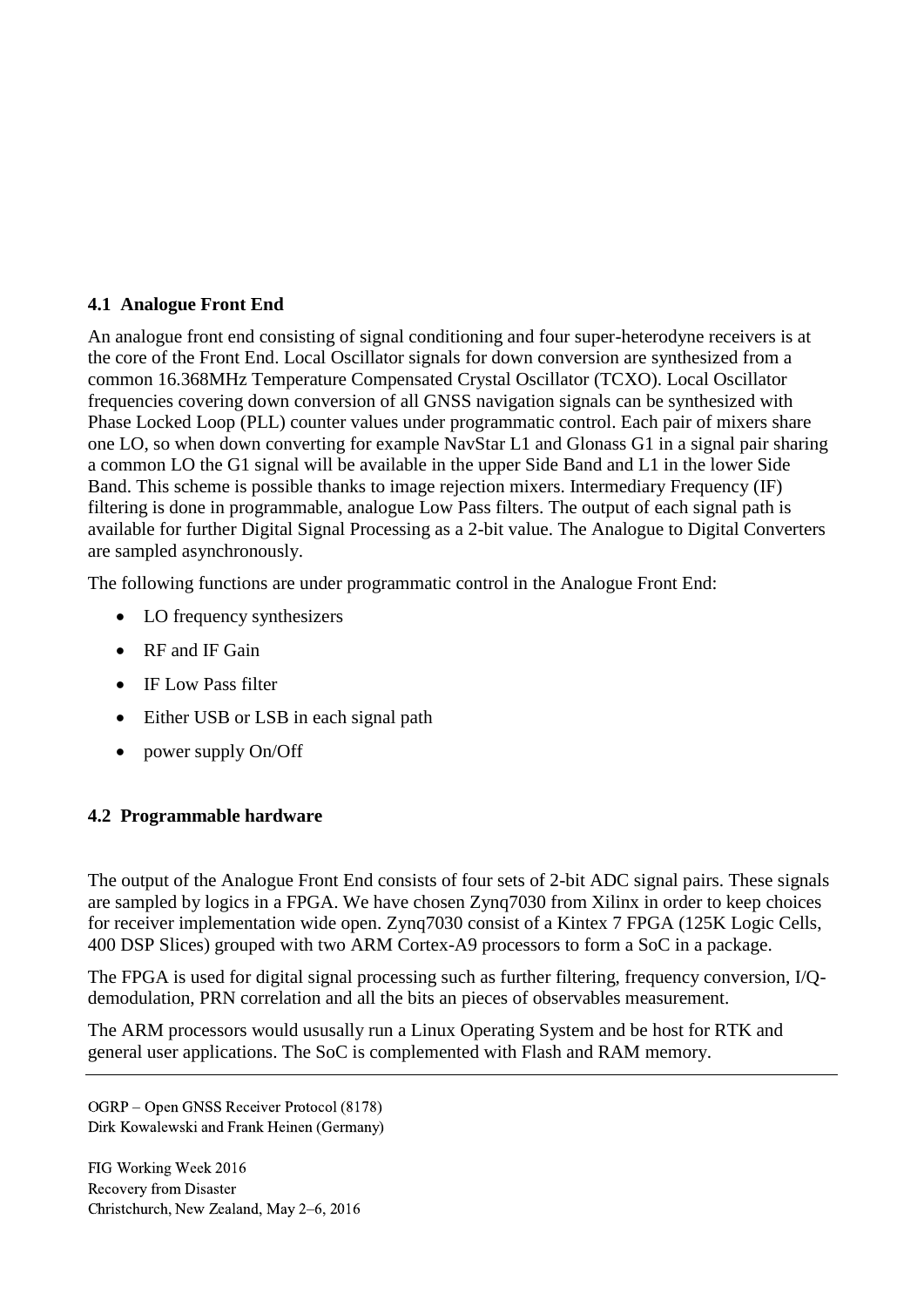## 4.1 Analogue Front End

An analogue front end consisting of signal conditioning and four super-heterodyne receivers is at the core of the Front End. Local Oscillator signals for down conversion are synthesized from a common 16.368MHz Temperature Compensated Crystal Oscillator (TCXO). Local Oscillator frequencies covering down conversion of all GNSS navigation signals can be synthesized with Phase Locked Loop (PLL) counter values under programmatic control. Each pair of mixers share one LO, so when down converting for example NavStar L1 and Glonass G1 in a signal pair sharing a common LO the G1 signal will be available in the upper Side Band and L1 in the lower Side Band. This scheme is possible thanks to image rejection mixers. Intermediary Frequency (IF) filtering is done in programmable, analogue Low Pass filters. The output of each signal path is available for further Digital Signal Processing as a 2-bit value. The Analogue to Digital Converters are sampled asynchronously.

The following functions are under programmatic control in the Analogue Front End:

- LO frequency synthesizers
- RF and IF Gain
- IF Low Pass filter
- Either USB or LSB in each signal path
- power supply On/Off

## 4.2 Programmable hardware

The output of the Analogue Front End consists of four sets of 2-bit ADC signal pairs. These signals are sampled by logics in a FPGA. We have chosen Zynq7030 from Xilinx in order to keep choices for receiver implementation wide open. Zynq7030 consist of a Kintex 7 FPGA (125K Logic Cells, 400 DSP Slices) grouped with two ARM Cortex-A9 processors to form a SoC in a package.

The FPGA is used for digital signal processing such as further filtering, frequency conversion, I/Q-demodulation, PRN correlation and all the bits an pieces of observables measurement.

The ARM processors would ususally run a Linux Operating System and be host for RTK and general user applications. The SoC is complemented with Flash and RAM memory.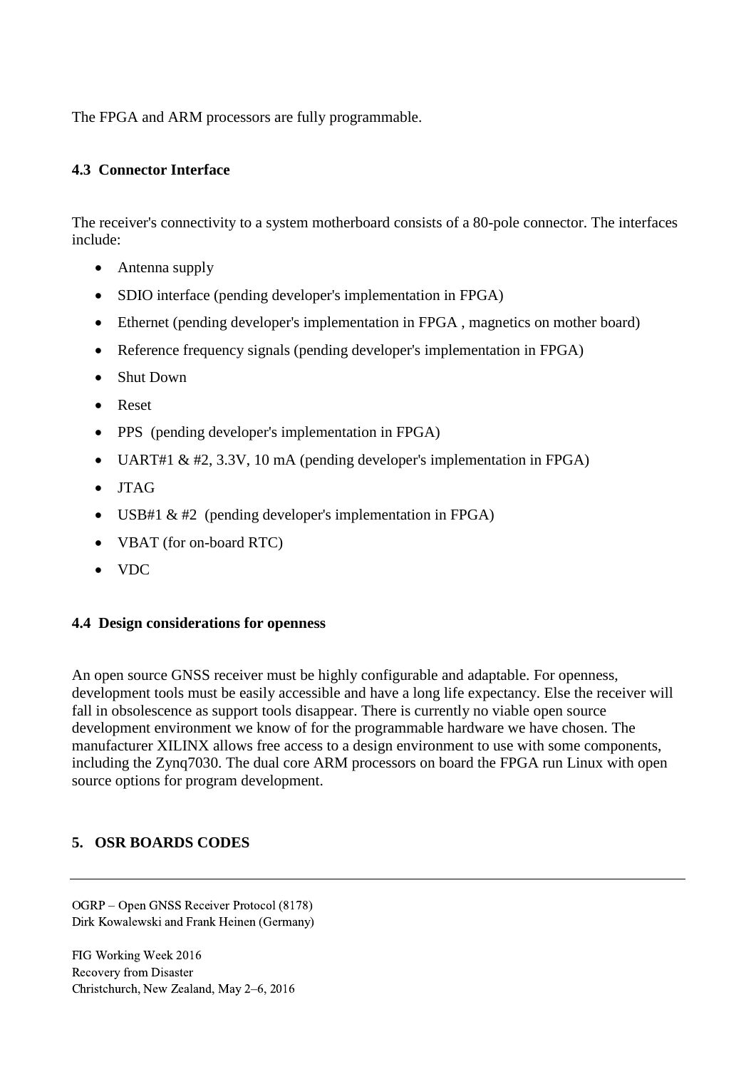The FPGA and ARM processors are fully programmable.

### 4.3 Connector Interface

The receiver's connectivity to a system motherboard consists of a 80-pole connector. The interfaces include:

- Antenna supply
- SDIO interface (pending developer's implementation in FPGA)
- Ethernet (pending developer's implementation in FPGA , magnetics on mother board)
- Reference frequency signals (pending developer's implementation in FPGA)
- Shut Down
- Reset
- PPS (pending developer's implementation in FPGA)
- UART#1 & #2, 3.3V, 10 mA (pending developer's implementation in FPGA)
- JTAG
- USB#1 & #2 (pending developer's implementation in FPGA)
- VBAT (for on-board RTC)
- VDC

### 4.4 Design considerations for openness

An open source GNSS receiver must be highly configurable and adaptable. For openness, development tools must be easily accessible and have a long life expectancy. Else the receiver will fall in obsolescence as support tools disappear. There is currently no viable open source development environment we know of for the programmable hardware we have chosen. The manufacturer XILINX allows free access to a design environment to use with some components, including the Zynq7030. The dual core ARM processors on board the FPGA run Linux with open source options for program development.

## 5. OSR BOARDS CODES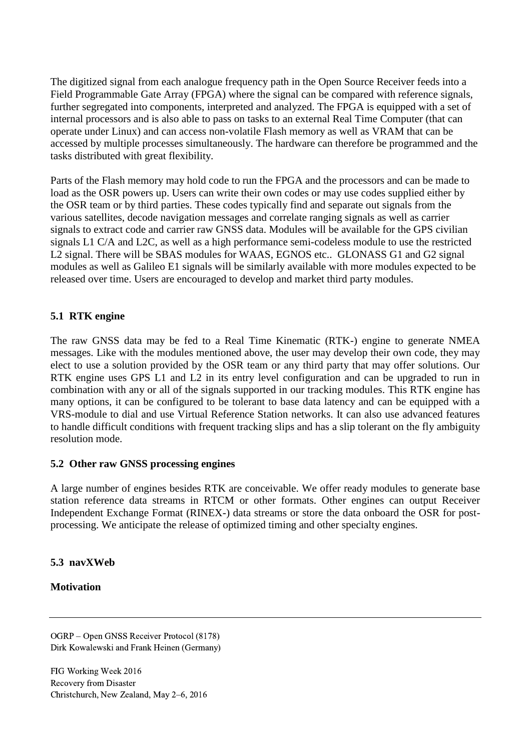The digitized signal from each analogue frequency path in the Open Source Receiver feeds into a Field Programmable Gate Array (FPGA) where the signal can be compared with reference signals, further segregated into components, interpreted and analyzed. The FPGA is equipped with a set of internal processors and is also able to pass on tasks to an external Real Time Computer (that can operate under Linux) and can access non-volatile Flash memory as well as VRAM that can be accessed by multiple processes simultaneously. The hardware can therefore be programmed and the tasks distributed with great flexibility.

Parts of the Flash memory may hold code to run the FPGA and the processors and can be made to load as the OSR powers up. Users can write their own codes or may use codes supplied either by the OSR team or by third parties. These codes typically find and separate out signals from the various satellites, decode navigation messages and correlate ranging signals as well as carrier signals to extract code and carrier raw GNSS data. Modules will be available for the GPS civilian signals L1 C/A and L2C, as well as a high performance semi-codeless module to use the restricted L2 signal. There will be SBAS modules for WAAS, EGNOS etc.. GLONASS G1 and G2 signal modules as well as Galileo E1 signals will be similarly available with more modules expected to be released over time. Users are encouraged to develop and market third party modules.

### 5.1 RTK engine

The raw GNSS data may be fed to a Real Time Kinematic (RTK-) engine to generate NMEA messages. Like with the modules mentioned above, the user may develop their own code, they may elect to use a solution provided by the OSR team or any third party that may offer solutions. Our RTK engine uses GPS L1 and L2 in its entry level configuration and can be upgraded to run in combination with any or all of the signals supported in our tracking modules. This RTK engine has many options, it can be configured to be tolerant to base data latency and can be equipped with a VRS-module to dial and use Virtual Reference Station networks. It can also use advanced features to handle difficult conditions with frequent tracking slips and has a slip tolerant on the fly ambiguity resolution mode.

### 5.2 Other raw GNSS processing engines

A large number of engines besides RTK are conceivable. We offer ready modules to generate base station reference data streams in RTCM or other formats. Other engines can output Receiver Independent Exchange Format (RINEX-) data streams or store the data onboard the OSR for post-processing. We anticipate the release of optimized timing and other specialty engines.

### 5.3 navXWeb

**Motivation**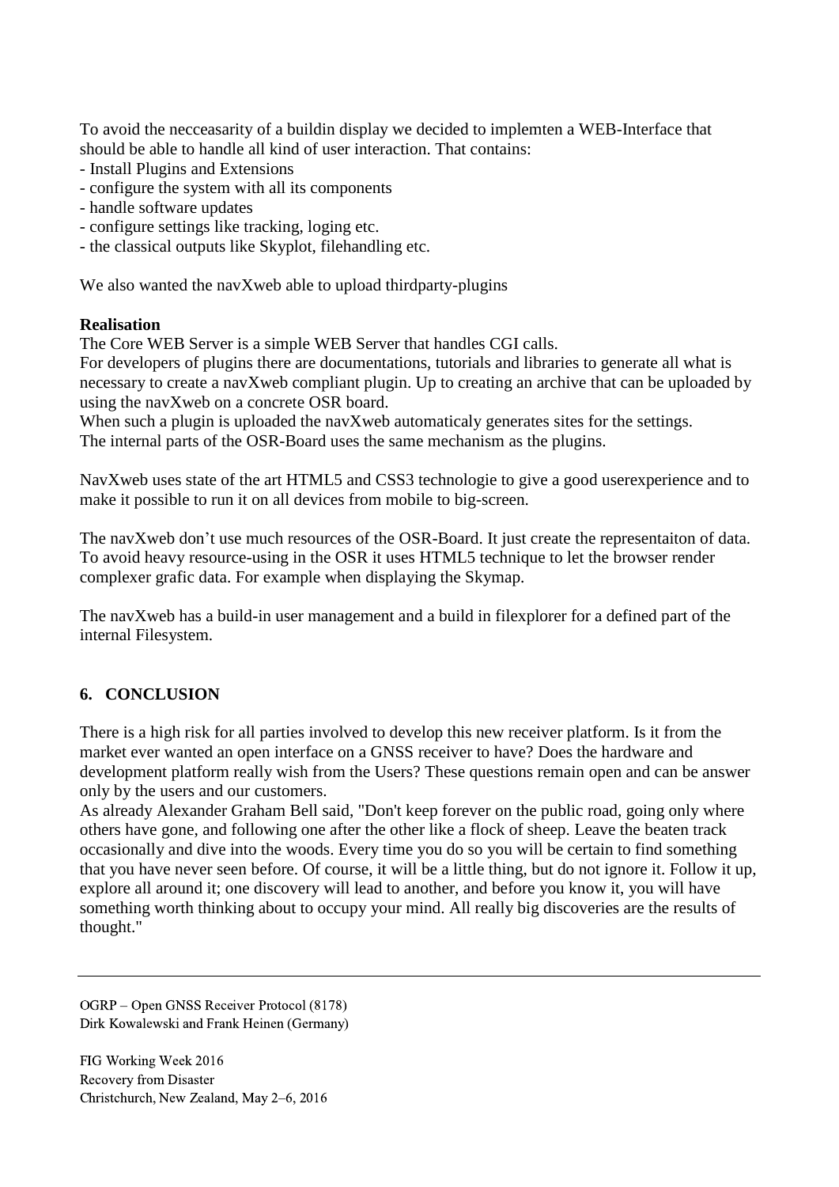To avoid the necceasarity of a buildin display we decided to implemten a WEB-Interface that should be able to handle all kind of user interaction. That contains:

- Install Plugins and Extensions
- configure the system with all its components
- handle software updates
- configure settings like tracking, loging etc.
- the classical outputs like Skyplot, filehandling etc.

We also wanted the navXweb able to upload thirdparty-plugins

**Realisation**

The Core WEB Server is a simple WEB Server that handles CGI calls.
For developers of plugins there are documentations, tutorials and libraries to generate all what is necessary to create a navXweb compliant plugin. Up to creating an archive that can be uploaded by using the navXweb on a concrete OSR board.
When such a plugin is uploaded the navXweb automaticaly generates sites for the settings.
The internal parts of the OSR-Board uses the same mechanism as the plugins.

NavXweb uses state of the art HTML5 and CSS3 technologie to give a good userexperience and to make it possible to run it on all devices from mobile to big-screen.

The navXweb don't use much resources of the OSR-Board. It just create the representaiton of data. To avoid heavy resource-using in the OSR it uses HTML5 technique to let the browser render complexer grafic data. For example when displaying the Skymap.

The navXweb has a build-in user management and a build in filexplorer for a defined part of the internal Filesystem.

## 6. CONCLUSION

There is a high risk for all parties involved to develop this new receiver platform. Is it from the market ever wanted an open interface on a GNSS receiver to have? Does the hardware and development platform really wish from the Users? These questions remain open and can be answer only by the users and our customers.
As already Alexander Graham Bell said, "Don't keep forever on the public road, going only where others have gone, and following one after the other like a flock of sheep. Leave the beaten track occasionally and dive into the woods. Every time you do so you will be certain to find something that you have never seen before. Of course, it will be a little thing, but do not ignore it. Follow it up, explore all around it; one discovery will lead to another, and before you know it, you will have something worth thinking about to occupy your mind. All really big discoveries are the results of thought."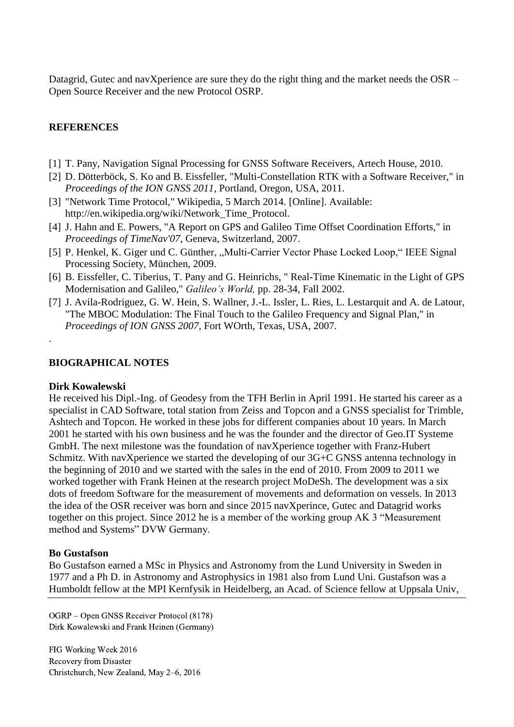Datagrid, Gutec and navXperience are sure they do the right thing and the market needs the OSR – Open Source Receiver and the new Protocol OSRP.

## REFERENCES

[1] T. Pany, Navigation Signal Processing for GNSS Software Receivers, Artech House, 2010.
[2] D. Dötterböck, S. Ko and B. Eissfeller, "Multi-Constellation RTK with a Software Receiver," in *Proceedings of the ION GNSS 2011*, Portland, Oregon, USA, 2011.
[3] "Network Time Protocol," Wikipedia, 5 March 2014. [Online]. Available: http://en.wikipedia.org/wiki/Network_Time_Protocol.
[4] J. Hahn and E. Powers, "A Report on GPS and Galileo Time Offset Coordination Efforts," in *Proceedings of TimeNav'07*, Geneva, Switzerland, 2007.
[5] P. Henkel, K. Giger und C. Günther, „Multi-Carrier Vector Phase Locked Loop," IEEE Signal Processing Society, München, 2009.
[6] B. Eissfeller, C. Tiberius, T. Pany and G. Heinrichs, " Real-Time Kinematic in the Light of GPS Modernisation and Galileo," *Galileo's World,* pp. 28-34, Fall 2002.
[7] J. Avila-Rodriguez, G. W. Hein, S. Wallner, J.-L. Issler, L. Ries, L. Lestarquit and A. de Latour, "The MBOC Modulation: The Final Touch to the Galileo Frequency and Signal Plan," in *Proceedings of ION GNSS 2007*, Fort WOrth, Texas, USA, 2007.

.

## BIOGRAPHICAL NOTES

**Dirk Kowalewski**
He received his Dipl.-Ing. of Geodesy from the TFH Berlin in April 1991. He started his career as a specialist in CAD Software, total station from Zeiss and Topcon and a GNSS specialist for Trimble, Ashtech and Topcon. He worked in these jobs for different companies about 10 years. In March 2001 he started with his own business and he was the founder and the director of Geo.IT Systeme GmbH. The next milestone was the foundation of navXperience together with Franz-Hubert Schmitz. With navXperience we started the developing of our 3G+C GNSS antenna technology in the beginning of 2010 and we started with the sales in the end of 2010. From 2009 to 2011 we worked together with Frank Heinen at the research project MoDeSh. The development was a six dots of freedom Software for the measurement of movements and deformation on vessels. In 2013 the idea of the OSR receiver was born and since 2015 navXperince, Gutec and Datagrid works together on this project. Since 2012 he is a member of the working group AK 3 "Measurement method and Systems" DVW Germany.

**Bo Gustafson**
Bo Gustafson earned a MSc in Physics and Astronomy from the Lund University in Sweden in 1977 and a Ph D. in Astronomy and Astrophysics in 1981 also from Lund Uni. Gustafson was a Humboldt fellow at the MPI Kernfysik in Heidelberg, an Acad. of Science fellow at Uppsala Univ,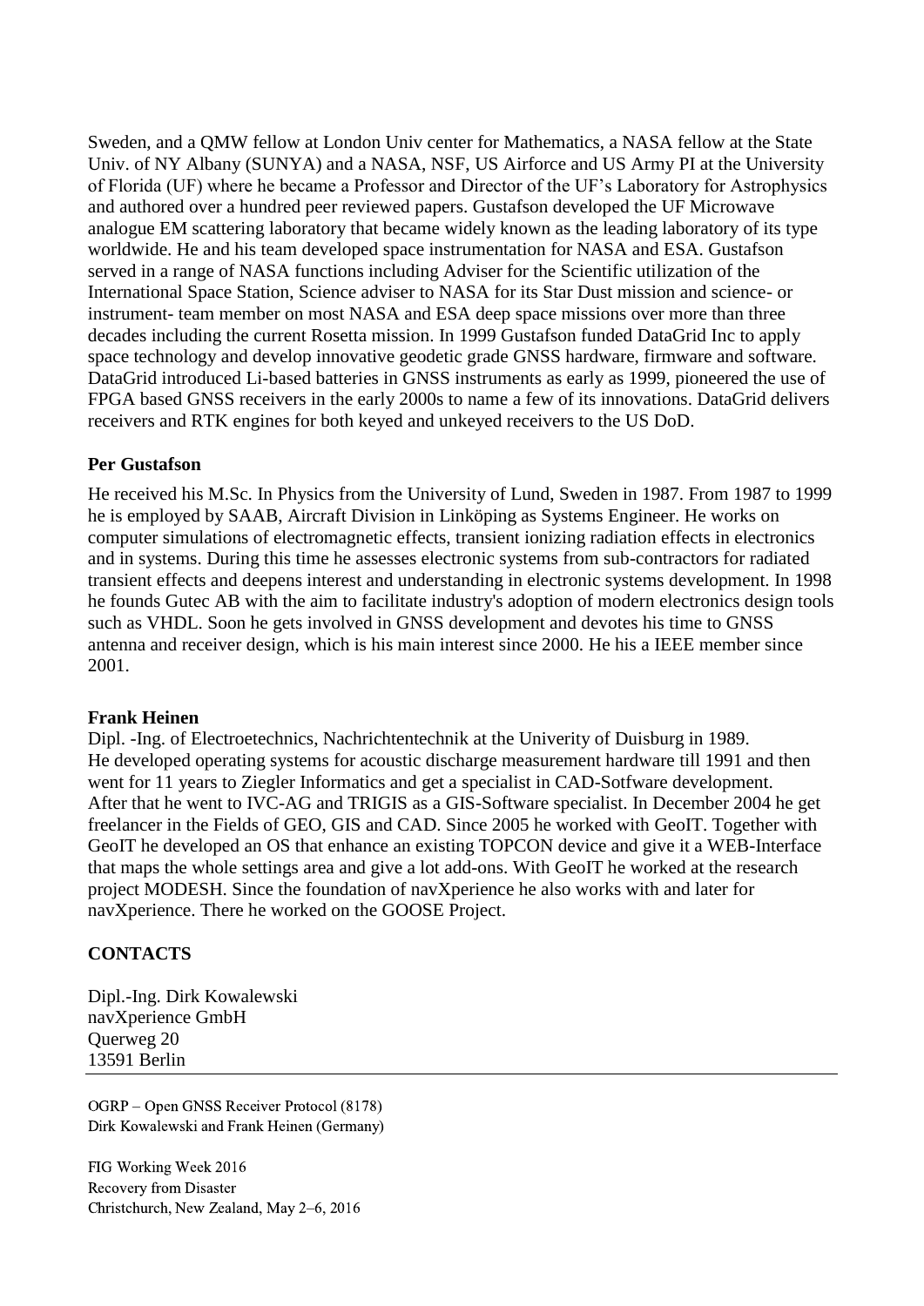Sweden, and a QMW fellow at London Univ center for Mathematics, a NASA fellow at the State Univ. of NY Albany (SUNYA) and a NASA, NSF, US Airforce and US Army PI at the University of Florida (UF) where he became a Professor and Director of the UF's Laboratory for Astrophysics and authored over a hundred peer reviewed papers. Gustafson developed the UF Microwave analogue EM scattering laboratory that became widely known as the leading laboratory of its type worldwide. He and his team developed space instrumentation for NASA and ESA. Gustafson served in a range of NASA functions including Adviser for the Scientific utilization of the International Space Station, Science adviser to NASA for its Star Dust mission and science- or instrument- team member on most NASA and ESA deep space missions over more than three decades including the current Rosetta mission. In 1999 Gustafson funded DataGrid Inc to apply space technology and develop innovative geodetic grade GNSS hardware, firmware and software. DataGrid introduced Li-based batteries in GNSS instruments as early as 1999, pioneered the use of FPGA based GNSS receivers in the early 2000s to name a few of its innovations. DataGrid delivers receivers and RTK engines for both keyed and unkeyed receivers to the US DoD.

**Per Gustafson**

He received his M.Sc. In Physics from the University of Lund, Sweden in 1987. From 1987 to 1999 he is employed by SAAB, Aircraft Division in Linköping as Systems Engineer. He works on computer simulations of electromagnetic effects, transient ionizing radiation effects in electronics and in systems. During this time he assesses electronic systems from sub-contractors for radiated transient effects and deepens interest and understanding in electronic systems development. In 1998 he founds Gutec AB with the aim to facilitate industry's adoption of modern electronics design tools such as VHDL. Soon he gets involved in GNSS development and devotes his time to GNSS antenna and receiver design, which is his main interest since 2000. He his a IEEE member since 2001.

**Frank Heinen**

Dipl. -Ing. of Electroetechnics, Nachrichtentechnik at the Univerity of Duisburg in 1989.
He developed operating systems for acoustic discharge measurement hardware till 1991 and then went for 11 years to Ziegler Informatics and get a specialist in CAD-Sotfware development. After that he went to IVC-AG and TRIGIS as a GIS-Software specialist. In December 2004 he get freelancer in the Fields of GEO, GIS and CAD. Since 2005 he worked with GeoIT. Together with GeoIT he developed an OS that enhance an existing TOPCON device and give it a WEB-Interface that maps the whole settings area and give a lot add-ons. With GeoIT he worked at the research project MODESH. Since the foundation of navXperience he also works with and later for navXperience. There he worked on the GOOSE Project.

**CONTACTS**

Dipl.-Ing. Dirk Kowalewski
navXperience GmbH
Querweg 20
13591 Berlin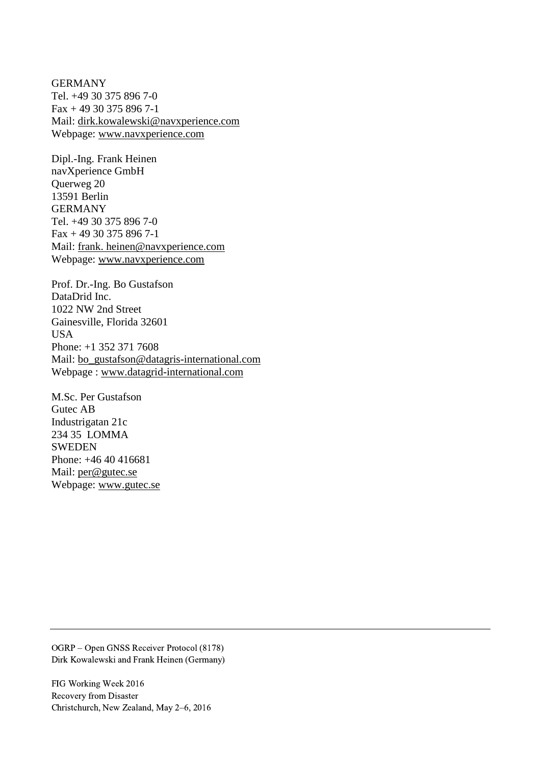GERMANY
Tel. +49 30 375 896 7-0
Fax + 49 30 375 896 7-1
Mail: dirk.kowalewski@navxperience.com
Webpage: www.navxperience.com

Dipl.-Ing. Frank Heinen
navXperience GmbH
Querweg 20
13591 Berlin
GERMANY
Tel. +49 30 375 896 7-0
Fax + 49 30 375 896 7-1
Mail: frank. heinen@navxperience.com
Webpage: www.navxperience.com

Prof. Dr.-Ing. Bo Gustafson
DataDrid Inc.
1022 NW 2nd Street
Gainesville, Florida 32601
USA
Phone: +1 352 371 7608
Mail: bo_gustafson@datagris-international.com
Webpage : www.datagrid-international.com

M.Sc. Per Gustafson
Gutec AB
Industrigatan 21c
234 35 LOMMA
SWEDEN
Phone: +46 40 416681
Mail: per@gutec.se
Webpage: www.gutec.se